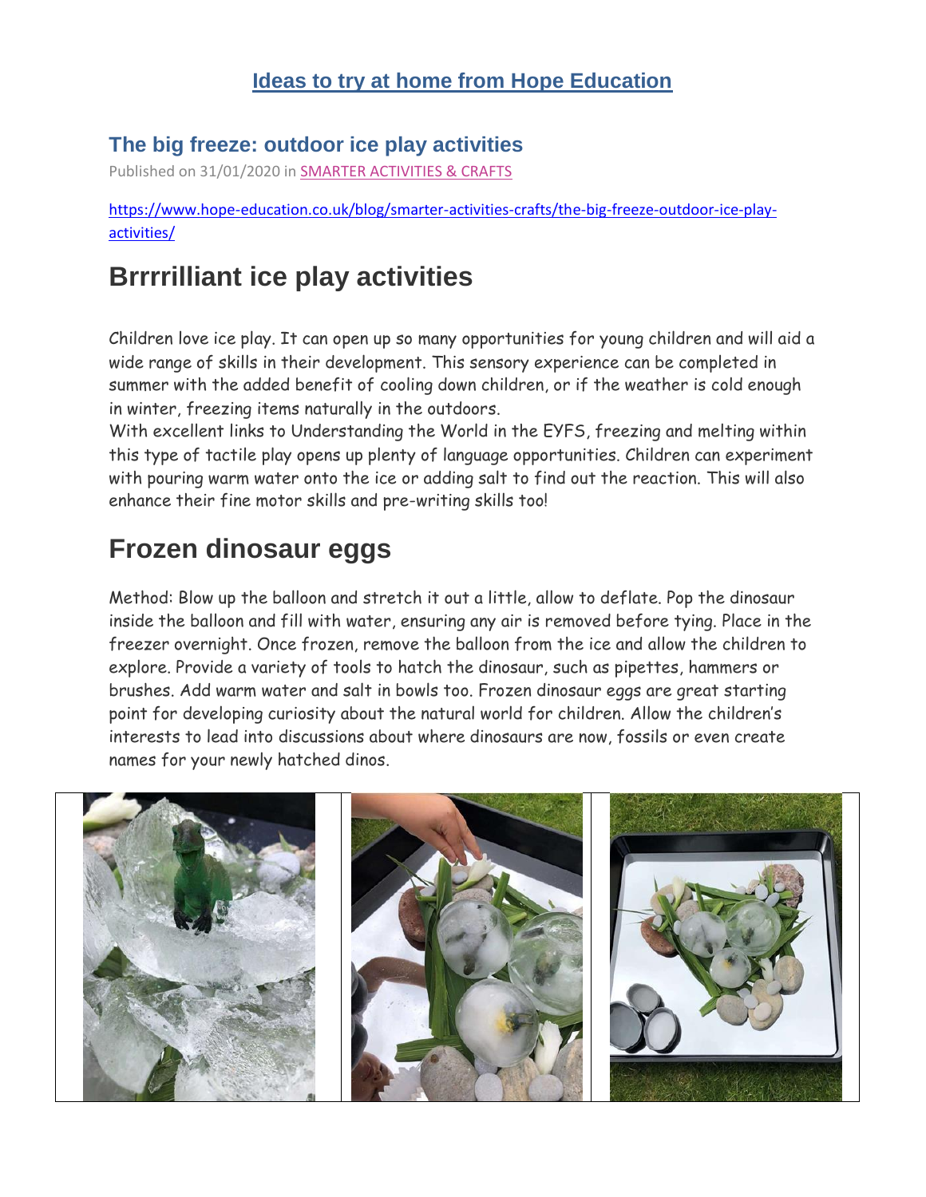# Ideas to try at home from Hope Education

## The big freeze: outdoor ice play activities

Published on 31/01/2020 in SMARTER ACTIVITIES & CRAFTS

https://www.hope-education.co.uk/blog/smarter-activities-crafts/the-big-freeze-outdoor-ice-play-activities/

## Brrrrilliant ice play activities

Children love ice play. It can open up so many opportunities for young children and will aid a wide range of skills in their development. This sensory experience can be completed in summer with the added benefit of cooling down children, or if the weather is cold enough in winter, freezing items naturally in the outdoors.

With excellent links to Understanding the World in the EYFS, freezing and melting within this type of tactile play opens up plenty of language opportunities. Children can experiment with pouring warm water onto the ice or adding salt to find out the reaction. This will also enhance their fine motor skills and pre-writing skills too!

## Frozen dinosaur eggs

Method: Blow up the balloon and stretch it out a little, allow to deflate. Pop the dinosaur inside the balloon and fill with water, ensuring any air is removed before tying. Place in the freezer overnight. Once frozen, remove the balloon from the ice and allow the children to explore. Provide a variety of tools to hatch the dinosaur, such as pipettes, hammers or brushes. Add warm water and salt in bowls too. Frozen dinosaur eggs are great starting point for developing curiosity about the natural world for children. Allow the children's interests to lead into discussions about where dinosaurs are now, fossils or even create names for your newly hatched dinos.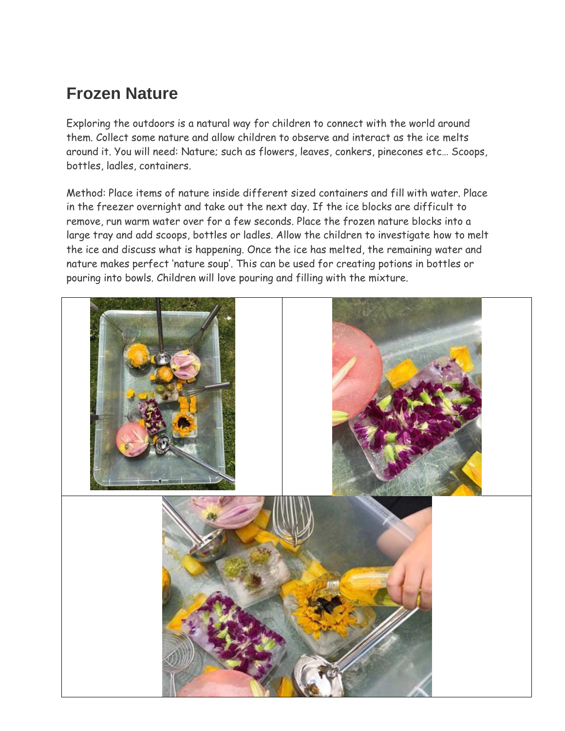# Frozen Nature

Exploring the outdoors is a natural way for children to connect with the world around them. Collect some nature and allow children to observe and interact as the ice melts around it. You will need: Nature; such as flowers, leaves, conkers, pinecones etc… Scoops, bottles, ladles, containers.

Method: Place items of nature inside different sized containers and fill with water. Place in the freezer overnight and take out the next day. If the ice blocks are difficult to remove, run warm water over for a few seconds. Place the frozen nature blocks into a large tray and add scoops, bottles or ladles. Allow the children to investigate how to melt the ice and discuss what is happening. Once the ice has melted, the remaining water and nature makes perfect 'nature soup'. This can be used for creating potions in bottles or pouring into bowls. Children will love pouring and filling with the mixture.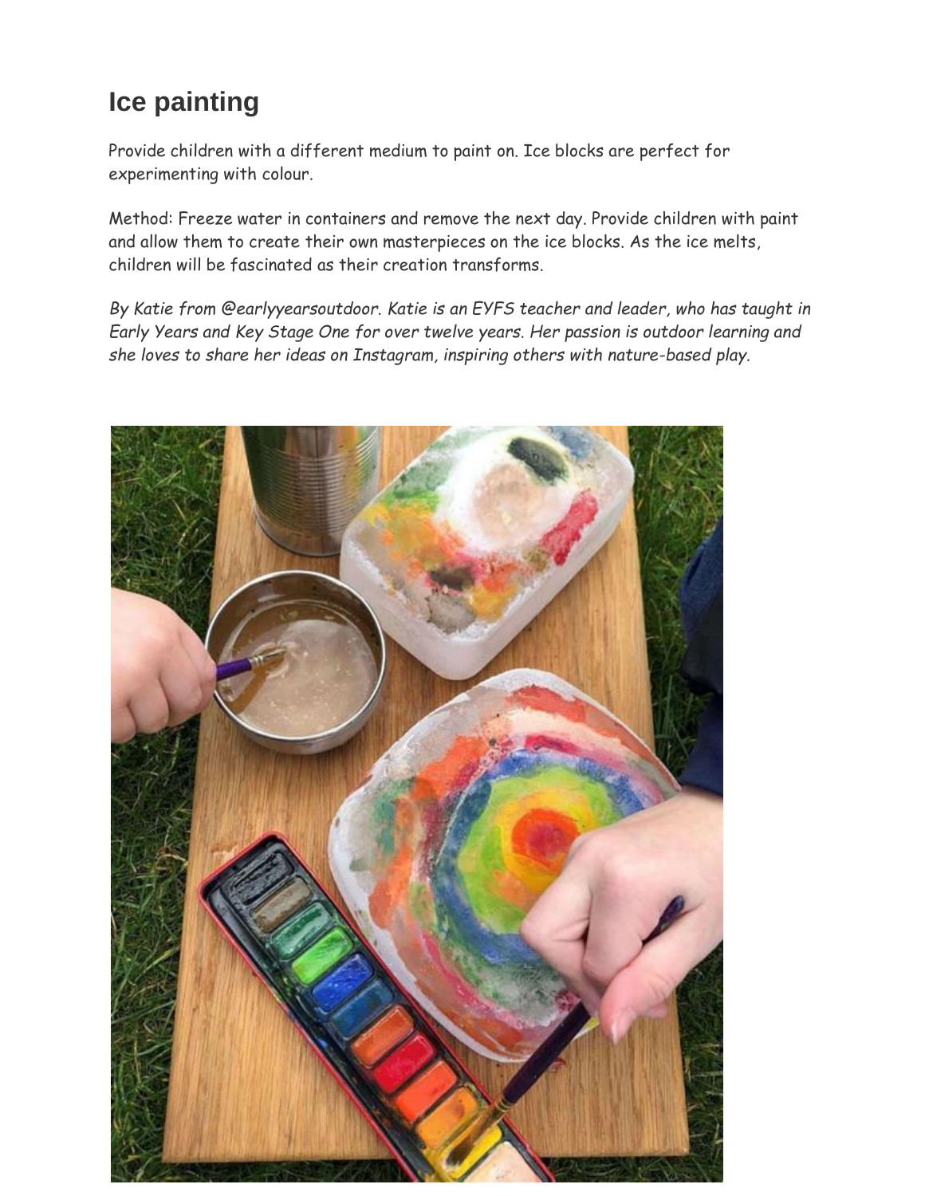# Ice painting

Provide children with a different medium to paint on. Ice blocks are perfect for experimenting with colour.

Method: Freeze water in containers and remove the next day. Provide children with paint and allow them to create their own masterpieces on the ice blocks. As the ice melts, children will be fascinated as their creation transforms.

*By Katie from @earlyyearsoutdoor. Katie is an EYFS teacher and leader, who has taught in Early Years and Key Stage One for over twelve years. Her passion is outdoor learning and she loves to share her ideas on Instagram, inspiring others with nature-based play.*